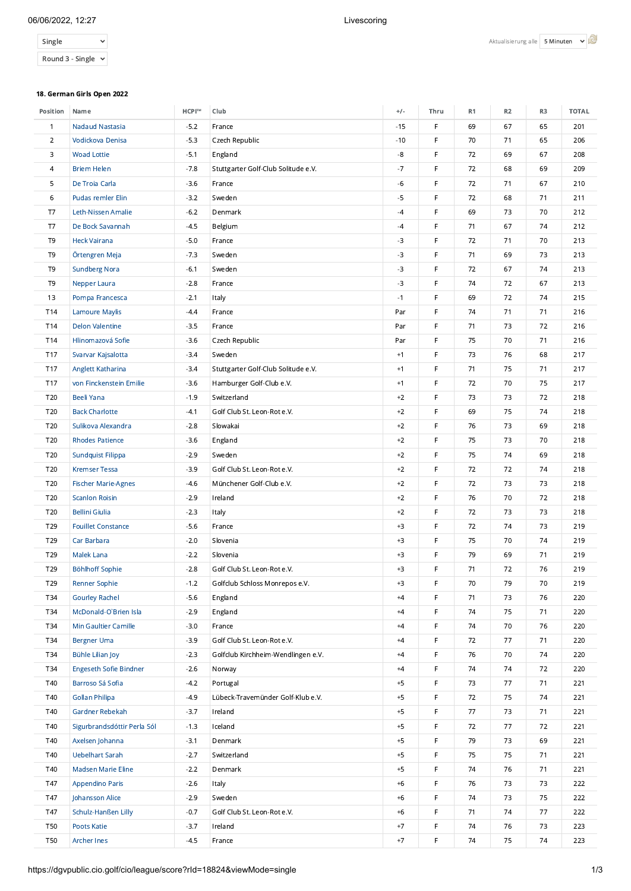Single

Round 3 - Single

Aktualisierung alle 5 Minuten

**18. German Girls Open 2022**

| Position | Name | HCPI™ | Club | +/- | Thru | R1 | R2 | R3 | TOTAL |
|---|---|---|---|---|---|---|---|---|---|
| 1 | Nadaud Nastasia | -5.2 | France | -15 | F | 69 | 67 | 65 | 201 |
| 2 | Vodickova Denisa | -5.3 | Czech Republic | -10 | F | 70 | 71 | 65 | 206 |
| 3 | Woad Lottie | -5.1 | England | -8 | F | 72 | 69 | 67 | 208 |
| 4 | Briem Helen | -7.8 | Stuttgarter Golf-Club Solitude e.V. | -7 | F | 72 | 68 | 69 | 209 |
| 5 | De Troia Carla | -3.6 | France | -6 | F | 72 | 71 | 67 | 210 |
| 6 | Pudas remler Elin | -3.2 | Sweden | -5 | F | 72 | 68 | 71 | 211 |
| T7 | Leth-Nissen Amalie | -6.2 | Denmark | -4 | F | 69 | 73 | 70 | 212 |
| T7 | De Bock Savannah | -4.5 | Belgium | -4 | F | 71 | 67 | 74 | 212 |
| T9 | Heck Vairana | -5.0 | France | -3 | F | 72 | 71 | 70 | 213 |
| T9 | Örtengren Meja | -7.3 | Sweden | -3 | F | 71 | 69 | 73 | 213 |
| T9 | Sundberg Nora | -6.1 | Sweden | -3 | F | 72 | 67 | 74 | 213 |
| T9 | Nepper Laura | -2.8 | France | -3 | F | 74 | 72 | 67 | 213 |
| 13 | Pompa Francesca | -2.1 | Italy | -1 | F | 69 | 72 | 74 | 215 |
| T14 | Lamoure Maylis | -4.4 | France | Par | F | 74 | 71 | 71 | 216 |
| T14 | Delon Valentine | -3.5 | France | Par | F | 71 | 73 | 72 | 216 |
| T14 | Hlinomazová Sofie | -3.6 | Czech Republic | Par | F | 75 | 70 | 71 | 216 |
| T17 | Svarvar Kajsalotta | -3.4 | Sweden | +1 | F | 73 | 76 | 68 | 217 |
| T17 | Anglett Katharina | -3.4 | Stuttgarter Golf-Club Solitude e.V. | +1 | F | 71 | 75 | 71 | 217 |
| T17 | von Finckenstein Emilie | -3.6 | Hamburger Golf-Club e.V. | +1 | F | 72 | 70 | 75 | 217 |
| T20 | Beeli Yana | -1.9 | Switzerland | +2 | F | 73 | 73 | 72 | 218 |
| T20 | Back Charlotte | -4.1 | Golf Club St. Leon-Rot e.V. | +2 | F | 69 | 75 | 74 | 218 |
| T20 | Sulikova Alexandra | -2.8 | Slowakai | +2 | F | 76 | 73 | 69 | 218 |
| T20 | Rhodes Patience | -3.6 | England | +2 | F | 75 | 73 | 70 | 218 |
| T20 | Sundquist Filippa | -2.9 | Sweden | +2 | F | 75 | 74 | 69 | 218 |
| T20 | Kremser Tessa | -3.9 | Golf Club St. Leon-Rot e.V. | +2 | F | 72 | 72 | 74 | 218 |
| T20 | Fischer Marie-Agnes | -4.6 | Münchener Golf-Club e.V. | +2 | F | 72 | 73 | 73 | 218 |
| T20 | Scanlon Roisin | -2.9 | Ireland | +2 | F | 76 | 70 | 72 | 218 |
| T20 | Bellini Giulia | -2.3 | Italy | +2 | F | 72 | 73 | 73 | 218 |
| T29 | Fouillet Constance | -5.6 | France | +3 | F | 72 | 74 | 73 | 219 |
| T29 | Car Barbara | -2.0 | Slovenia | +3 | F | 75 | 70 | 74 | 219 |
| T29 | Malek Lana | -2.2 | Slovenia | +3 | F | 79 | 69 | 71 | 219 |
| T29 | Böhlhoff Sophie | -2.8 | Golf Club St. Leon-Rot e.V. | +3 | F | 71 | 72 | 76 | 219 |
| T29 | Renner Sophie | -1.2 | Golfclub Schloss Monrepos e.V. | +3 | F | 70 | 79 | 70 | 219 |
| T34 | Gourley Rachel | -5.6 | England | +4 | F | 71 | 73 | 76 | 220 |
| T34 | McDonald-O'Brien Isla | -2.9 | England | +4 | F | 74 | 75 | 71 | 220 |
| T34 | Min Gaultier Camille | -3.0 | France | +4 | F | 74 | 70 | 76 | 220 |
| T34 | Bergner Uma | -3.9 | Golf Club St. Leon-Rot e.V. | +4 | F | 72 | 77 | 71 | 220 |
| T34 | Bühle Lilian Joy | -2.3 | Golfclub Kirchheim-Wendlingen e.V. | +4 | F | 76 | 70 | 74 | 220 |
| T34 | Engeseth Sofie Bindner | -2.6 | Norway | +4 | F | 74 | 74 | 72 | 220 |
| T40 | Barroso Sá Sofia | -4.2 | Portugal | +5 | F | 73 | 77 | 71 | 221 |
| T40 | Gollan Philipa | -4.9 | Lübeck-Travemünder Golf-Klub e.V. | +5 | F | 72 | 75 | 74 | 221 |
| T40 | Gardner Rebekah | -3.7 | Ireland | +5 | F | 77 | 73 | 71 | 221 |
| T40 | Sigurbrandsdóttir Perla Sól | -1.3 | Iceland | +5 | F | 72 | 77 | 72 | 221 |
| T40 | Axelsen Johanna | -3.1 | Denmark | +5 | F | 79 | 73 | 69 | 221 |
| T40 | Uebelhart Sarah | -2.7 | Switzerland | +5 | F | 75 | 75 | 71 | 221 |
| T40 | Madsen Marie Eline | -2.2 | Denmark | +5 | F | 74 | 76 | 71 | 221 |
| T47 | Appendino Paris | -2.6 | Italy | +6 | F | 76 | 73 | 73 | 222 |
| T47 | Johansson Alice | -2.9 | Sweden | +6 | F | 74 | 73 | 75 | 222 |
| T47 | Schulz-Hanßen Lilly | -0.7 | Golf Club St. Leon-Rot e.V. | +6 | F | 71 | 74 | 77 | 222 |
| T50 | Poots Katie | -3.7 | Ireland | +7 | F | 74 | 76 | 73 | 223 |
| T50 | Archer Ines | -4.5 | France | +7 | F | 74 | 75 | 74 | 223 |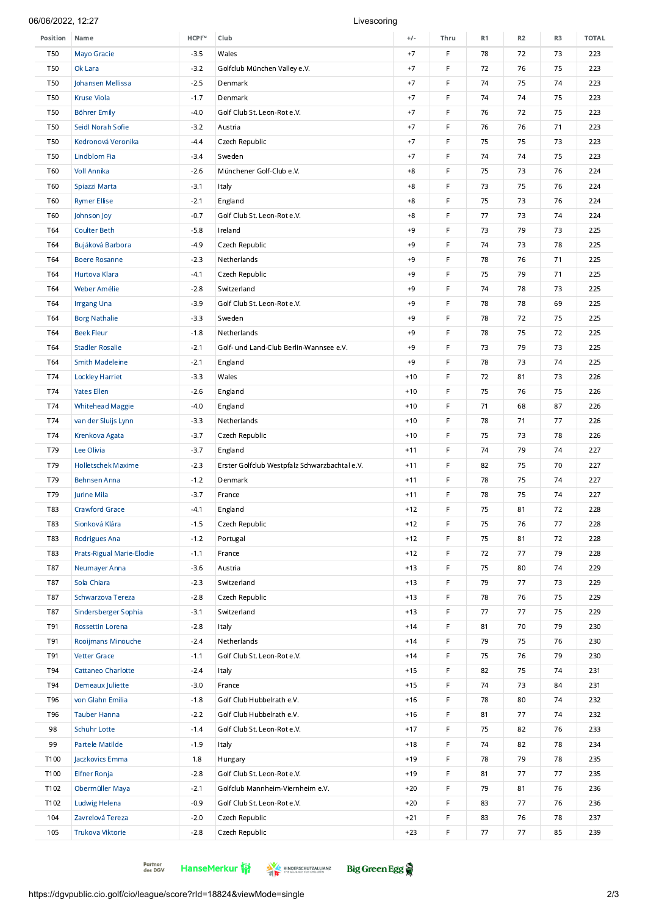| Position | Name | HCPI™ | Club | +/- | Thru | R1 | R2 | R3 | TOTAL |
|---|---|---|---|---|---|---|---|---|---|
| T50 | Mayo Gracie | -3.5 | Wales | +7 | F | 78 | 72 | 73 | 223 |
| T50 | Ok Lara | -3.2 | Golfclub München Valley e.V. | +7 | F | 72 | 76 | 75 | 223 |
| T50 | Johansen Mellissa | -2.5 | Denmark | +7 | F | 74 | 75 | 74 | 223 |
| T50 | Kruse Viola | -1.7 | Denmark | +7 | F | 74 | 74 | 75 | 223 |
| T50 | Böhrer Emily | -4.0 | Golf Club St. Leon-Rot e.V. | +7 | F | 76 | 72 | 75 | 223 |
| T50 | Seidl Norah Sofie | -3.2 | Austria | +7 | F | 76 | 76 | 71 | 223 |
| T50 | Kedronová Veronika | -4.4 | Czech Republic | +7 | F | 75 | 75 | 73 | 223 |
| T50 | Lindblom Fia | -3.4 | Sweden | +7 | F | 74 | 74 | 75 | 223 |
| T60 | Voll Annika | -2.6 | Münchener Golf-Club e.V. | +8 | F | 75 | 73 | 76 | 224 |
| T60 | Spiazzi Marta | -3.1 | Italy | +8 | F | 73 | 75 | 76 | 224 |
| T60 | Rymer Ellise | -2.1 | England | +8 | F | 75 | 73 | 76 | 224 |
| T60 | Johnson Joy | -0.7 | Golf Club St. Leon-Rot e.V. | +8 | F | 77 | 73 | 74 | 224 |
| T64 | Coulter Beth | -5.8 | Ireland | +9 | F | 73 | 79 | 73 | 225 |
| T64 | Bujáková Barbora | -4.9 | Czech Republic | +9 | F | 74 | 73 | 78 | 225 |
| T64 | Boere Rosanne | -2.3 | Netherlands | +9 | F | 78 | 76 | 71 | 225 |
| T64 | Hurtova Klara | -4.1 | Czech Republic | +9 | F | 75 | 79 | 71 | 225 |
| T64 | Weber Amélie | -2.8 | Switzerland | +9 | F | 74 | 78 | 73 | 225 |
| T64 | Irrgang Una | -3.9 | Golf Club St. Leon-Rot e.V. | +9 | F | 78 | 78 | 69 | 225 |
| T64 | Borg Nathalie | -3.3 | Sweden | +9 | F | 78 | 72 | 75 | 225 |
| T64 | Beek Fleur | -1.8 | Netherlands | +9 | F | 78 | 75 | 72 | 225 |
| T64 | Stadler Rosalie | -2.1 | Golf- und Land-Club Berlin-Wannsee e.V. | +9 | F | 73 | 79 | 73 | 225 |
| T64 | Smith Madeleine | -2.1 | England | +9 | F | 78 | 73 | 74 | 225 |
| T74 | Lockley Harriet | -3.3 | Wales | +10 | F | 72 | 81 | 73 | 226 |
| T74 | Yates Ellen | -2.6 | England | +10 | F | 75 | 76 | 75 | 226 |
| T74 | Whitehead Maggie | -4.0 | England | +10 | F | 71 | 68 | 87 | 226 |
| T74 | van der Sluijs Lynn | -3.3 | Netherlands | +10 | F | 78 | 71 | 77 | 226 |
| T74 | Krenkova Agata | -3.7 | Czech Republic | +10 | F | 75 | 73 | 78 | 226 |
| T79 | Lee Olivia | -3.7 | England | +11 | F | 74 | 79 | 74 | 227 |
| T79 | Holletschek Maxime | -2.3 | Erster Golfclub Westpfalz Schwarzbachtal e.V. | +11 | F | 82 | 75 | 70 | 227 |
| T79 | Behnsen Anna | -1.2 | Denmark | +11 | F | 78 | 75 | 74 | 227 |
| T79 | Jurine Mila | -3.7 | France | +11 | F | 78 | 75 | 74 | 227 |
| T83 | Crawford Grace | -4.1 | England | +12 | F | 75 | 81 | 72 | 228 |
| T83 | Sionková Klára | -1.5 | Czech Republic | +12 | F | 75 | 76 | 77 | 228 |
| T83 | Rodrigues Ana | -1.2 | Portugal | +12 | F | 75 | 81 | 72 | 228 |
| T83 | Prats-Rigual Marie-Elodie | -1.1 | France | +12 | F | 72 | 77 | 79 | 228 |
| T87 | Neumayer Anna | -3.6 | Austria | +13 | F | 75 | 80 | 74 | 229 |
| T87 | Sola Chiara | -2.3 | Switzerland | +13 | F | 79 | 77 | 73 | 229 |
| T87 | Schwarzova Tereza | -2.8 | Czech Republic | +13 | F | 78 | 76 | 75 | 229 |
| T87 | Sindersberger Sophia | -3.1 | Switzerland | +13 | F | 77 | 77 | 75 | 229 |
| T91 | Rossettin Lorena | -2.8 | Italy | +14 | F | 81 | 70 | 79 | 230 |
| T91 | Rooijmans Minouche | -2.4 | Netherlands | +14 | F | 79 | 75 | 76 | 230 |
| T91 | Vetter Grace | -1.1 | Golf Club St. Leon-Rot e.V. | +14 | F | 75 | 76 | 79 | 230 |
| T94 | Cattaneo Charlotte | -2.4 | Italy | +15 | F | 82 | 75 | 74 | 231 |
| T94 | Demeaux Juliette | -3.0 | France | +15 | F | 74 | 73 | 84 | 231 |
| T96 | von Glahn Emilia | -1.8 | Golf Club Hubbelrath e.V. | +16 | F | 78 | 80 | 74 | 232 |
| T96 | Tauber Hanna | -2.2 | Golf Club Hubbelrath e.V. | +16 | F | 81 | 77 | 74 | 232 |
| 98 | Schuhr Lotte | -1.4 | Golf Club St. Leon-Rot e.V. | +17 | F | 75 | 82 | 76 | 233 |
| 99 | Partele Matilde | -1.9 | Italy | +18 | F | 74 | 82 | 78 | 234 |
| T100 | Jaczkovics Emma | 1.8 | Hungary | +19 | F | 78 | 79 | 78 | 235 |
| T100 | Elfner Ronja | -2.8 | Golf Club St. Leon-Rot e.V. | +19 | F | 81 | 77 | 77 | 235 |
| T102 | Obermüller Maya | -2.1 | Golfclub Mannheim-Viernheim e.V. | +20 | F | 79 | 81 | 76 | 236 |
| T102 | Ludwig Helena | -0.9 | Golf Club St. Leon-Rot e.V. | +20 | F | 83 | 77 | 76 | 236 |
| 104 | Zavrelová Tereza | -2.0 | Czech Republic | +21 | F | 83 | 76 | 78 | 237 |
| 105 | Trukova Viktorie | -2.8 | Czech Republic | +23 | F | 77 | 77 | 85 | 239 |

Partner des DGV HanseMerkur KINDERSCHUTZALLIANZ Big Green Egg